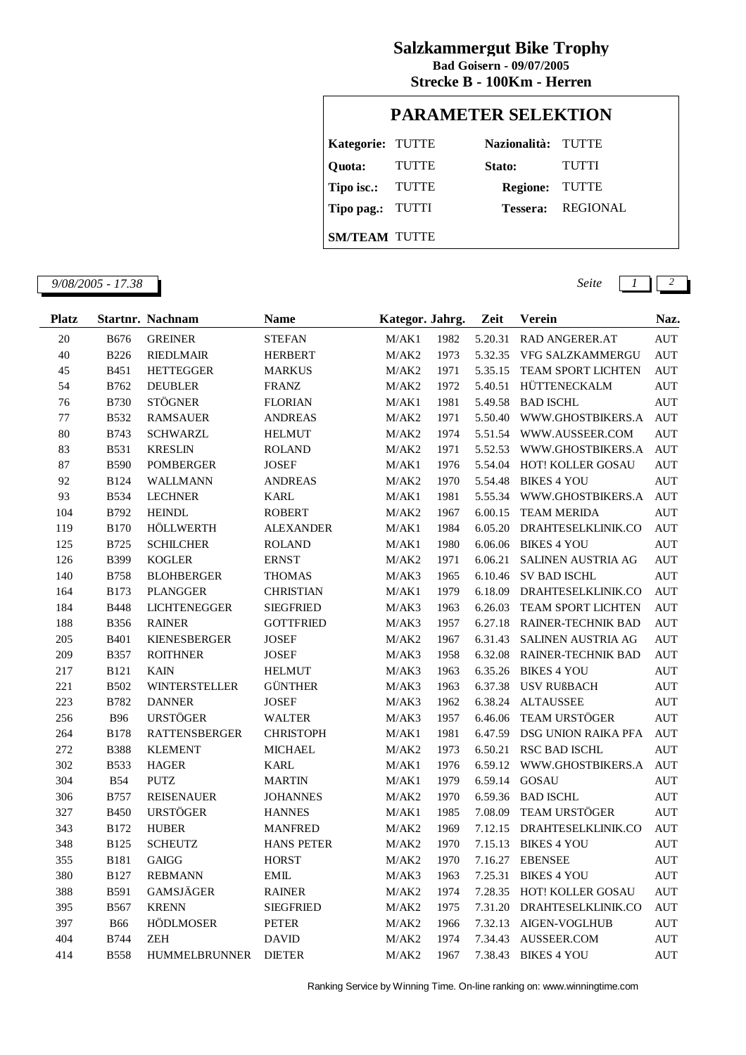# Salzkammergut Bike Trophy

**Bad Goisern - 09/07/2005**

**Strecke B - 100Km - Herren**

## PARAMETER SELEKTION

| | | | |
|---|---|---|---|
| **Kategorie:** | TUTTE | **Nazionalità:** | TUTTE |
| **Quota:** | TUTTE | **Stato:** | TUTTI |
| **Tipo isc.:** | TUTTE | **Regione:** | TUTTE |
| **Tipo pag.:** | TUTTI | **Tessera:** | REGIONAL |
| **SM/TEAM** | TUTTE | | |

*9/08/2005 - 17.38*

| Platz | Startnr. | Nachnam | Name | Kategor. | Jahrg. | Zeit | Verein | Naz. |
|---|---|---|---|---|---|---|---|---|
| 20 | B676 | GREINER | STEFAN | M/AK1 | 1982 | 5.20.31 | RAD ANGERER.AT | AUT |
| 40 | B226 | RIEDLMAIR | HERBERT | M/AK2 | 1973 | 5.32.35 | VFG SALZKAMMERGU | AUT |
| 45 | B451 | HETTEGGER | MARKUS | M/AK2 | 1971 | 5.35.15 | TEAM SPORT LICHTEN | AUT |
| 54 | B762 | DEUBLER | FRANZ | M/AK2 | 1972 | 5.40.51 | HÜTTENECKALM | AUT |
| 76 | B730 | STÖGNER | FLORIAN | M/AK1 | 1981 | 5.49.58 | BAD ISCHL | AUT |
| 77 | B532 | RAMSAUER | ANDREAS | M/AK2 | 1971 | 5.50.40 | WWW.GHOSTBIKERS.A | AUT |
| 80 | B743 | SCHWARZL | HELMUT | M/AK2 | 1974 | 5.51.54 | WWW.AUSSEER.COM | AUT |
| 83 | B531 | KRESLIN | ROLAND | M/AK2 | 1971 | 5.52.53 | WWW.GHOSTBIKERS.A | AUT |
| 87 | B590 | POMBERGER | JOSEF | M/AK1 | 1976 | 5.54.04 | HOT! KOLLER GOSAU | AUT |
| 92 | B124 | WALLMANN | ANDREAS | M/AK2 | 1970 | 5.54.48 | BIKES 4 YOU | AUT |
| 93 | B534 | LECHNER | KARL | M/AK1 | 1981 | 5.55.34 | WWW.GHOSTBIKERS.A | AUT |
| 104 | B792 | HEINDL | ROBERT | M/AK2 | 1967 | 6.00.15 | TEAM MERIDA | AUT |
| 119 | B170 | HÖLLWERTH | ALEXANDER | M/AK1 | 1984 | 6.05.20 | DRAHTESELKLINIK.CO | AUT |
| 125 | B725 | SCHILCHER | ROLAND | M/AK1 | 1980 | 6.06.06 | BIKES 4 YOU | AUT |
| 126 | B399 | KOGLER | ERNST | M/AK2 | 1971 | 6.06.21 | SALINEN AUSTRIA AG | AUT |
| 140 | B758 | BLOHBERGER | THOMAS | M/AK3 | 1965 | 6.10.46 | SV BAD ISCHL | AUT |
| 164 | B173 | PLANGGER | CHRISTIAN | M/AK1 | 1979 | 6.18.09 | DRAHTESELKLINIK.CO | AUT |
| 184 | B448 | LICHTENEGGER | SIEGFRIED | M/AK3 | 1963 | 6.26.03 | TEAM SPORT LICHTEN | AUT |
| 188 | B356 | RAINER | GOTTFRIED | M/AK3 | 1957 | 6.27.18 | RAINER-TECHNIK BAD | AUT |
| 205 | B401 | KIENESBERGER | JOSEF | M/AK2 | 1967 | 6.31.43 | SALINEN AUSTRIA AG | AUT |
| 209 | B357 | ROITHNER | JOSEF | M/AK3 | 1958 | 6.32.08 | RAINER-TECHNIK BAD | AUT |
| 217 | B121 | KAIN | HELMUT | M/AK3 | 1963 | 6.35.26 | BIKES 4 YOU | AUT |
| 221 | B502 | WINTERSTELLER | GÜNTHER | M/AK3 | 1963 | 6.37.38 | USV RUßBACH | AUT |
| 223 | B782 | DANNER | JOSEF | M/AK3 | 1962 | 6.38.24 | ALTAUSSEE | AUT |
| 256 | B96 | URSTÖGER | WALTER | M/AK3 | 1957 | 6.46.06 | TEAM URSTÖGER | AUT |
| 264 | B178 | RATTENSBERGER | CHRISTOPH | M/AK1 | 1981 | 6.47.59 | DSG UNION RAIKA PFA | AUT |
| 272 | B388 | KLEMENT | MICHAEL | M/AK2 | 1973 | 6.50.21 | RSC BAD ISCHL | AUT |
| 302 | B533 | HAGER | KARL | M/AK1 | 1976 | 6.59.12 | WWW.GHOSTBIKERS.A | AUT |
| 304 | B54 | PUTZ | MARTIN | M/AK1 | 1979 | 6.59.14 | GOSAU | AUT |
| 306 | B757 | REISENAUER | JOHANNES | M/AK2 | 1970 | 6.59.36 | BAD ISCHL | AUT |
| 327 | B450 | URSTÖGER | HANNES | M/AK1 | 1985 | 7.08.09 | TEAM URSTÖGER | AUT |
| 343 | B172 | HUBER | MANFRED | M/AK2 | 1969 | 7.12.15 | DRAHTESELKLINIK.CO | AUT |
| 348 | B125 | SCHEUTZ | HANS PETER | M/AK2 | 1970 | 7.15.13 | BIKES 4 YOU | AUT |
| 355 | B181 | GAIGG | HORST | M/AK2 | 1970 | 7.16.27 | EBENSEE | AUT |
| 380 | B127 | REBMANN | EMIL | M/AK3 | 1963 | 7.25.31 | BIKES 4 YOU | AUT |
| 388 | B591 | GAMSJÄGER | RAINER | M/AK2 | 1974 | 7.28.35 | HOT! KOLLER GOSAU | AUT |
| 395 | B567 | KRENN | SIEGFRIED | M/AK2 | 1975 | 7.31.20 | DRAHTESELKLINIK.CO | AUT |
| 397 | B66 | HÖDLMOSER | PETER | M/AK2 | 1966 | 7.32.13 | AIGEN-VOGLHUB | AUT |
| 404 | B744 | ZEH | DAVID | M/AK2 | 1974 | 7.34.43 | AUSSEER.COM | AUT |
| 414 | B558 | HUMMELBRUNNER | DIETER | M/AK2 | 1967 | 7.38.43 | BIKES 4 YOU | AUT |

Ranking Service by Winning Time. On-line ranking on: www.winningtime.com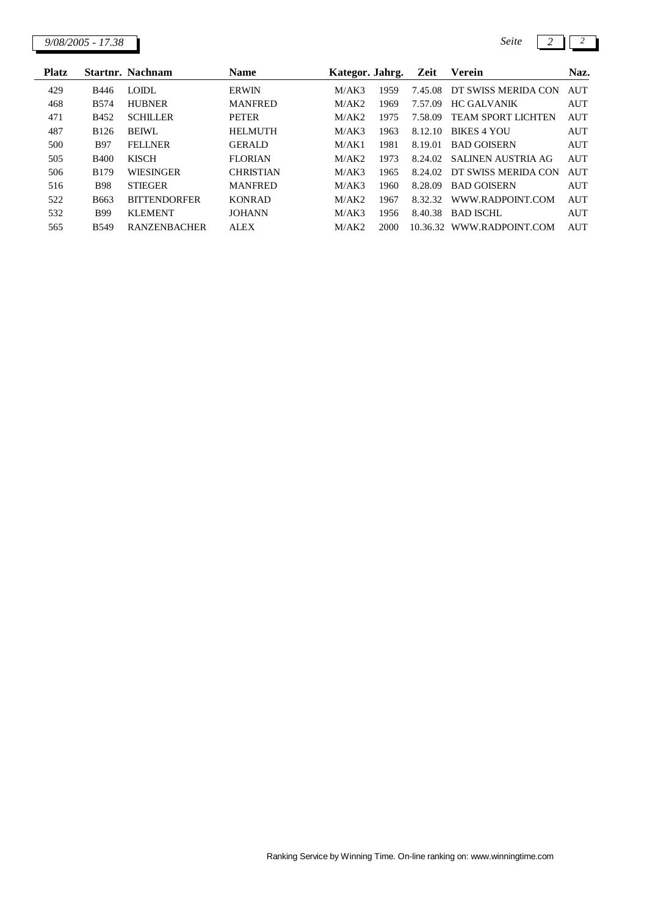| Platz | Startnr. | Nachnam | Name | Kategor. | Jahrg. | Zeit | Verein | Naz. |
|---|---|---|---|---|---|---|---|---|
| 429 | B446 | LOIDL | ERWIN | M/AK3 | 1959 | 7.45.08 | DT SWISS MERIDA CON | AUT |
| 468 | B574 | HUBNER | MANFRED | M/AK2 | 1969 | 7.57.09 | HC GALVANIK | AUT |
| 471 | B452 | SCHILLER | PETER | M/AK2 | 1975 | 7.58.09 | TEAM SPORT LICHTEN | AUT |
| 487 | B126 | BEIWL | HELMUTH | M/AK3 | 1963 | 8.12.10 | BIKES 4 YOU | AUT |
| 500 | B97 | FELLNER | GERALD | M/AK1 | 1981 | 8.19.01 | BAD GOISERN | AUT |
| 505 | B400 | KISCH | FLORIAN | M/AK2 | 1973 | 8.24.02 | SALINEN AUSTRIA AG | AUT |
| 506 | B179 | WIESINGER | CHRISTIAN | M/AK3 | 1965 | 8.24.02 | DT SWISS MERIDA CON | AUT |
| 516 | B98 | STIEGER | MANFRED | M/AK3 | 1960 | 8.28.09 | BAD GOISERN | AUT |
| 522 | B663 | BITTENDORFER | KONRAD | M/AK2 | 1967 | 8.32.32 | WWW.RADPOINT.COM | AUT |
| 532 | B99 | KLEMENT | JOHANN | M/AK3 | 1956 | 8.40.38 | BAD ISCHL | AUT |
| 565 | B549 | RANZENBACHER | ALEX | M/AK2 | 2000 | 10.36.32 | WWW.RADPOINT.COM | AUT |